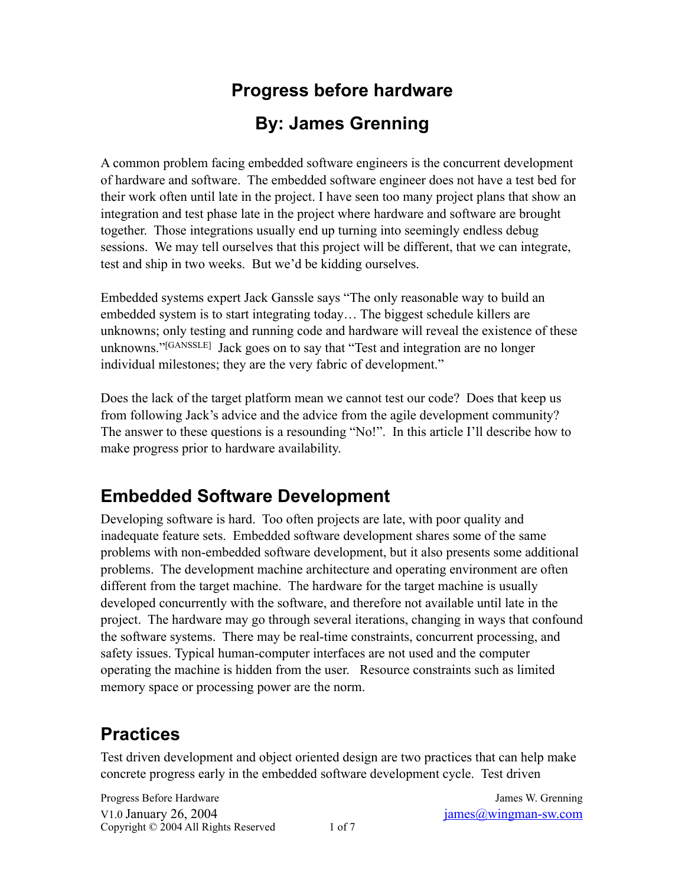# Progress before hardware

## By: James Grenning

A common problem facing embedded software engineers is the concurrent development of hardware and software. The embedded software engineer does not have a test bed for their work often until late in the project. I have seen too many project plans that show an integration and test phase late in the project where hardware and software are brought together. Those integrations usually end up turning into seemingly endless debug sessions. We may tell ourselves that this project will be different, that we can integrate, test and ship in two weeks. But we'd be kidding ourselves.

Embedded systems expert Jack Ganssle says "The only reasonable way to build an embedded system is to start integrating today… The biggest schedule killers are unknowns; only testing and running code and hardware will reveal the existence of these unknowns."[GANSSLE] Jack goes on to say that "Test and integration are no longer individual milestones; they are the very fabric of development."

Does the lack of the target platform mean we cannot test our code? Does that keep us from following Jack's advice and the advice from the agile development community? The answer to these questions is a resounding "No!". In this article I'll describe how to make progress prior to hardware availability.

## Embedded Software Development

Developing software is hard. Too often projects are late, with poor quality and inadequate feature sets. Embedded software development shares some of the same problems with non-embedded software development, but it also presents some additional problems. The development machine architecture and operating environment are often different from the target machine. The hardware for the target machine is usually developed concurrently with the software, and therefore not available until late in the project. The hardware may go through several iterations, changing in ways that confound the software systems. There may be real-time constraints, concurrent processing, and safety issues. Typical human-computer interfaces are not used and the computer operating the machine is hidden from the user. Resource constraints such as limited memory space or processing power are the norm.

## Practices

Test driven development and object oriented design are two practices that can help make concrete progress early in the embedded software development cycle. Test driven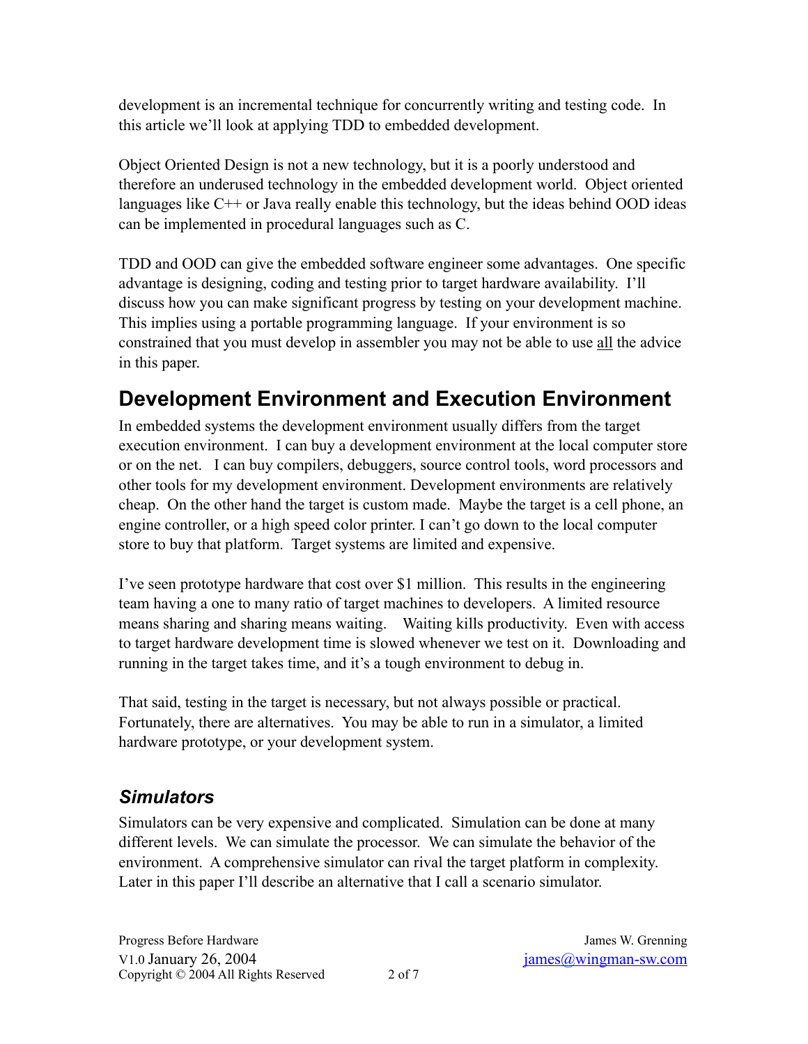development is an incremental technique for concurrently writing and testing code. In this article we'll look at applying TDD to embedded development.

Object Oriented Design is not a new technology, but it is a poorly understood and therefore an underused technology in the embedded development world. Object oriented languages like C++ or Java really enable this technology, but the ideas behind OOD ideas can be implemented in procedural languages such as C.

TDD and OOD can give the embedded software engineer some advantages. One specific advantage is designing, coding and testing prior to target hardware availability. I'll discuss how you can make significant progress by testing on your development machine. This implies using a portable programming language. If your environment is so constrained that you must develop in assembler you may not be able to use <u>all</u> the advice in this paper.

## Development Environment and Execution Environment

In embedded systems the development environment usually differs from the target execution environment. I can buy a development environment at the local computer store or on the net. I can buy compilers, debuggers, source control tools, word processors and other tools for my development environment. Development environments are relatively cheap. On the other hand the target is custom made. Maybe the target is a cell phone, an engine controller, or a high speed color printer. I can't go down to the local computer store to buy that platform. Target systems are limited and expensive.

I've seen prototype hardware that cost over $1 million. This results in the engineering team having a one to many ratio of target machines to developers. A limited resource means sharing and sharing means waiting. Waiting kills productivity. Even with access to target hardware development time is slowed whenever we test on it. Downloading and running in the target takes time, and it's a tough environment to debug in.

That said, testing in the target is necessary, but not always possible or practical. Fortunately, there are alternatives. You may be able to run in a simulator, a limited hardware prototype, or your development system.

### *Simulators*

Simulators can be very expensive and complicated. Simulation can be done at many different levels. We can simulate the processor. We can simulate the behavior of the environment. A comprehensive simulator can rival the target platform in complexity. Later in this paper I'll describe an alternative that I call a scenario simulator.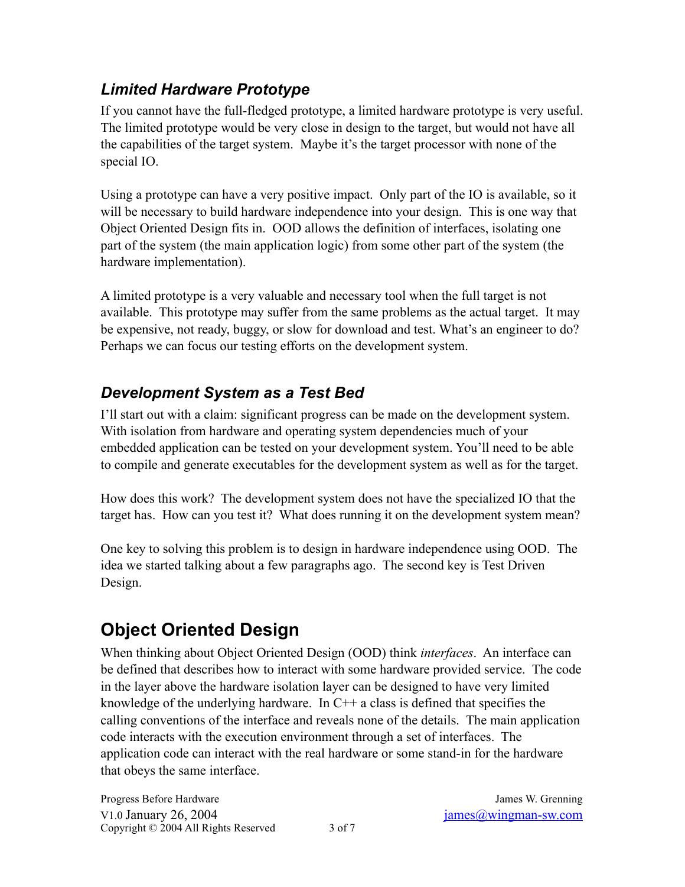### *Limited Hardware Prototype*

If you cannot have the full-fledged prototype, a limited hardware prototype is very useful. The limited prototype would be very close in design to the target, but would not have all the capabilities of the target system. Maybe it's the target processor with none of the special IO.

Using a prototype can have a very positive impact. Only part of the IO is available, so it will be necessary to build hardware independence into your design. This is one way that Object Oriented Design fits in. OOD allows the definition of interfaces, isolating one part of the system (the main application logic) from some other part of the system (the hardware implementation).

A limited prototype is a very valuable and necessary tool when the full target is not available. This prototype may suffer from the same problems as the actual target. It may be expensive, not ready, buggy, or slow for download and test. What's an engineer to do? Perhaps we can focus our testing efforts on the development system.

### *Development System as a Test Bed*

I'll start out with a claim: significant progress can be made on the development system. With isolation from hardware and operating system dependencies much of your embedded application can be tested on your development system. You'll need to be able to compile and generate executables for the development system as well as for the target.

How does this work? The development system does not have the specialized IO that the target has. How can you test it? What does running it on the development system mean?

One key to solving this problem is to design in hardware independence using OOD. The idea we started talking about a few paragraphs ago. The second key is Test Driven Design.

## Object Oriented Design

When thinking about Object Oriented Design (OOD) think *interfaces*. An interface can be defined that describes how to interact with some hardware provided service. The code in the layer above the hardware isolation layer can be designed to have very limited knowledge of the underlying hardware. In C++ a class is defined that specifies the calling conventions of the interface and reveals none of the details. The main application code interacts with the execution environment through a set of interfaces. The application code can interact with the real hardware or some stand-in for the hardware that obeys the same interface.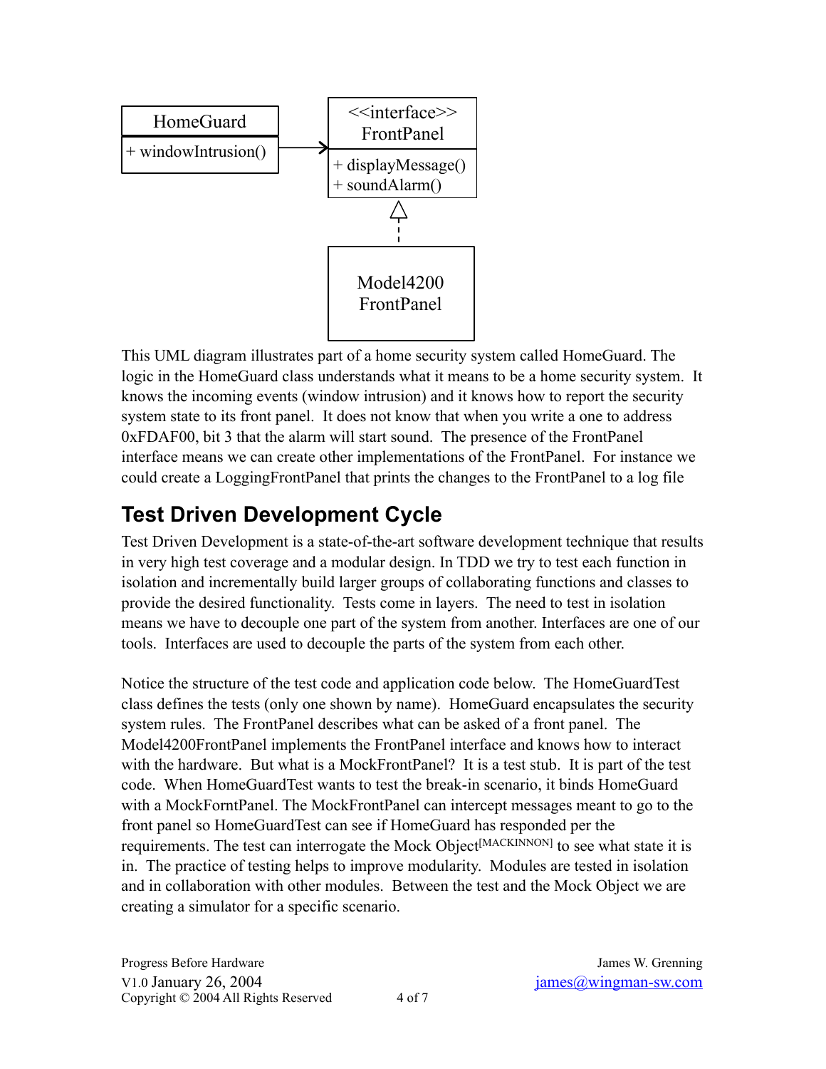This UML diagram illustrates part of a home security system called HomeGuard. The logic in the HomeGuard class understands what it means to be a home security system. It knows the incoming events (window intrusion) and it knows how to report the security system state to its front panel. It does not know that when you write a one to address 0xFDAF00, bit 3 that the alarm will start sound. The presence of the FrontPanel interface means we can create other implementations of the FrontPanel. For instance we could create a LoggingFrontPanel that prints the changes to the FrontPanel to a log file

## Test Driven Development Cycle

Test Driven Development is a state-of-the-art software development technique that results in very high test coverage and a modular design. In TDD we try to test each function in isolation and incrementally build larger groups of collaborating functions and classes to provide the desired functionality. Tests come in layers. The need to test in isolation means we have to decouple one part of the system from another. Interfaces are one of our tools. Interfaces are used to decouple the parts of the system from each other.

Notice the structure of the test code and application code below. The HomeGuardTest class defines the tests (only one shown by name). HomeGuard encapsulates the security system rules. The FrontPanel describes what can be asked of a front panel. The Model4200FrontPanel implements the FrontPanel interface and knows how to interact with the hardware. But what is a MockFrontPanel? It is a test stub. It is part of the test code. When HomeGuardTest wants to test the break-in scenario, it binds HomeGuard with a MockForntPanel. The MockFrontPanel can intercept messages meant to go to the front panel so HomeGuardTest can see if HomeGuard has responded per the requirements. The test can interrogate the Mock Object[MACKINNON] to see what state it is in. The practice of testing helps to improve modularity. Modules are tested in isolation and in collaboration with other modules. Between the test and the Mock Object we are creating a simulator for a specific scenario.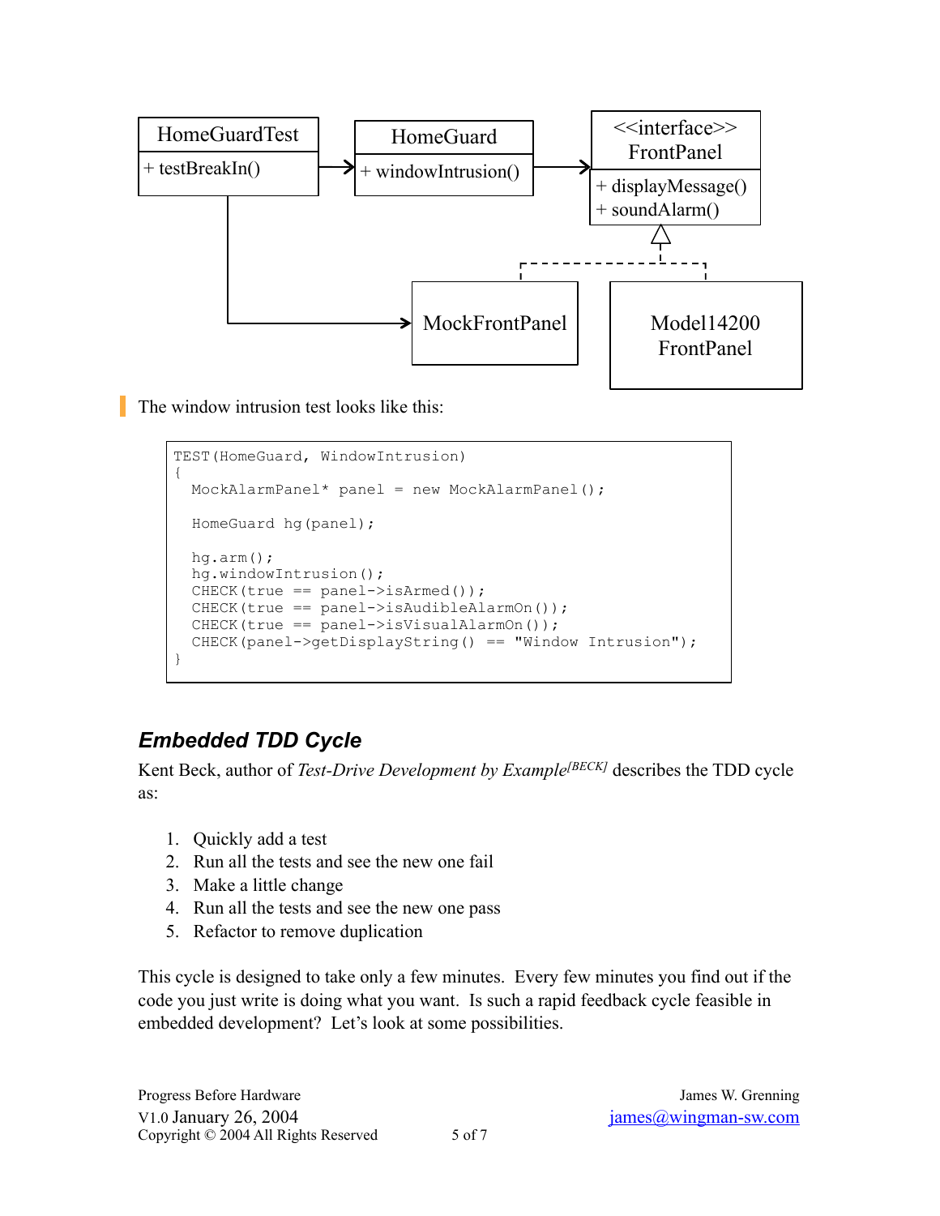The window intrusion test looks like this:

```
TEST(HomeGuard, WindowIntrusion)
{
  MockAlarmPanel* panel = new MockAlarmPanel();

  HomeGuard hg(panel);

  hg.arm();
  hg.windowIntrusion();
  CHECK(true == panel->isArmed());
  CHECK(true == panel->isAudibleAlarmOn());
  CHECK(true == panel->isVisualAlarmOn());
  CHECK(panel->getDisplayString() == "Window Intrusion");
}
```

### *Embedded TDD Cycle*

Kent Beck, author of *Test-Drive Development by Example*[BECK] describes the TDD cycle as:

1. Quickly add a test
2. Run all the tests and see the new one fail
3. Make a little change
4. Run all the tests and see the new one pass
5. Refactor to remove duplication

This cycle is designed to take only a few minutes. Every few minutes you find out if the code you just write is doing what you want. Is such a rapid feedback cycle feasible in embedded development? Let's look at some possibilities.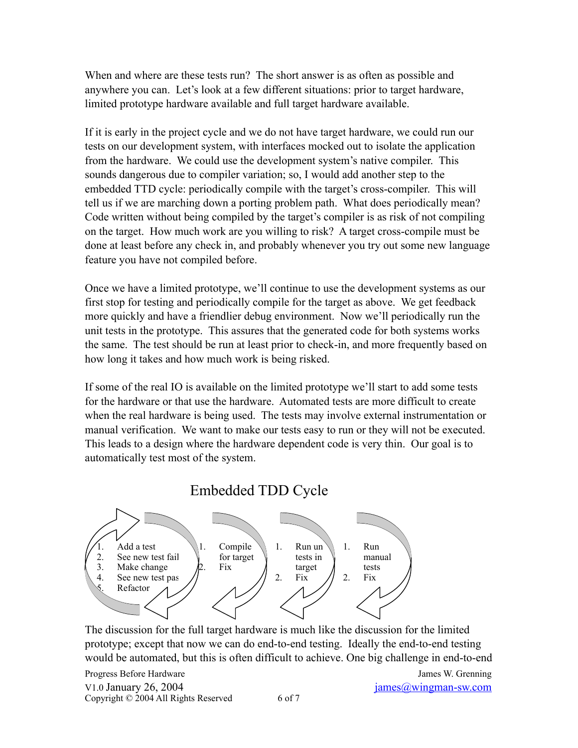When and where are these tests run? The short answer is as often as possible and anywhere you can. Let's look at a few different situations: prior to target hardware, limited prototype hardware available and full target hardware available.

If it is early in the project cycle and we do not have target hardware, we could run our tests on our development system, with interfaces mocked out to isolate the application from the hardware. We could use the development system's native compiler. This sounds dangerous due to compiler variation; so, I would add another step to the embedded TTD cycle: periodically compile with the target's cross-compiler. This will tell us if we are marching down a porting problem path. What does periodically mean? Code written without being compiled by the target's compiler is as risk of not compiling on the target. How much work are you willing to risk? A target cross-compile must be done at least before any check in, and probably whenever you try out some new language feature you have not compiled before.

Once we have a limited prototype, we'll continue to use the development systems as our first stop for testing and periodically compile for the target as above. We get feedback more quickly and have a friendlier debug environment. Now we'll periodically run the unit tests in the prototype. This assures that the generated code for both systems works the same. The test should be run at least prior to check-in, and more frequently based on how long it takes and how much work is being risked.

If some of the real IO is available on the limited prototype we'll start to add some tests for the hardware or that use the hardware. Automated tests are more difficult to create when the real hardware is being used. The tests may involve external instrumentation or manual verification. We want to make our tests easy to run or they will not be executed. This leads to a design where the hardware dependent code is very thin. Our goal is to automatically test most of the system.

**Embedded TDD Cycle**

1. Add a test
2. See new test fail
3. Make change
4. See new test pas
5. Refactor

1. Compile for target
2. Fix

1. Run un tests in target
2. Fix

1. Run manual tests
2. Fix

The discussion for the full target hardware is much like the discussion for the limited prototype; except that now we can do end-to-end testing. Ideally the end-to-end testing would be automated, but this is often difficult to achieve. One big challenge in end-to-end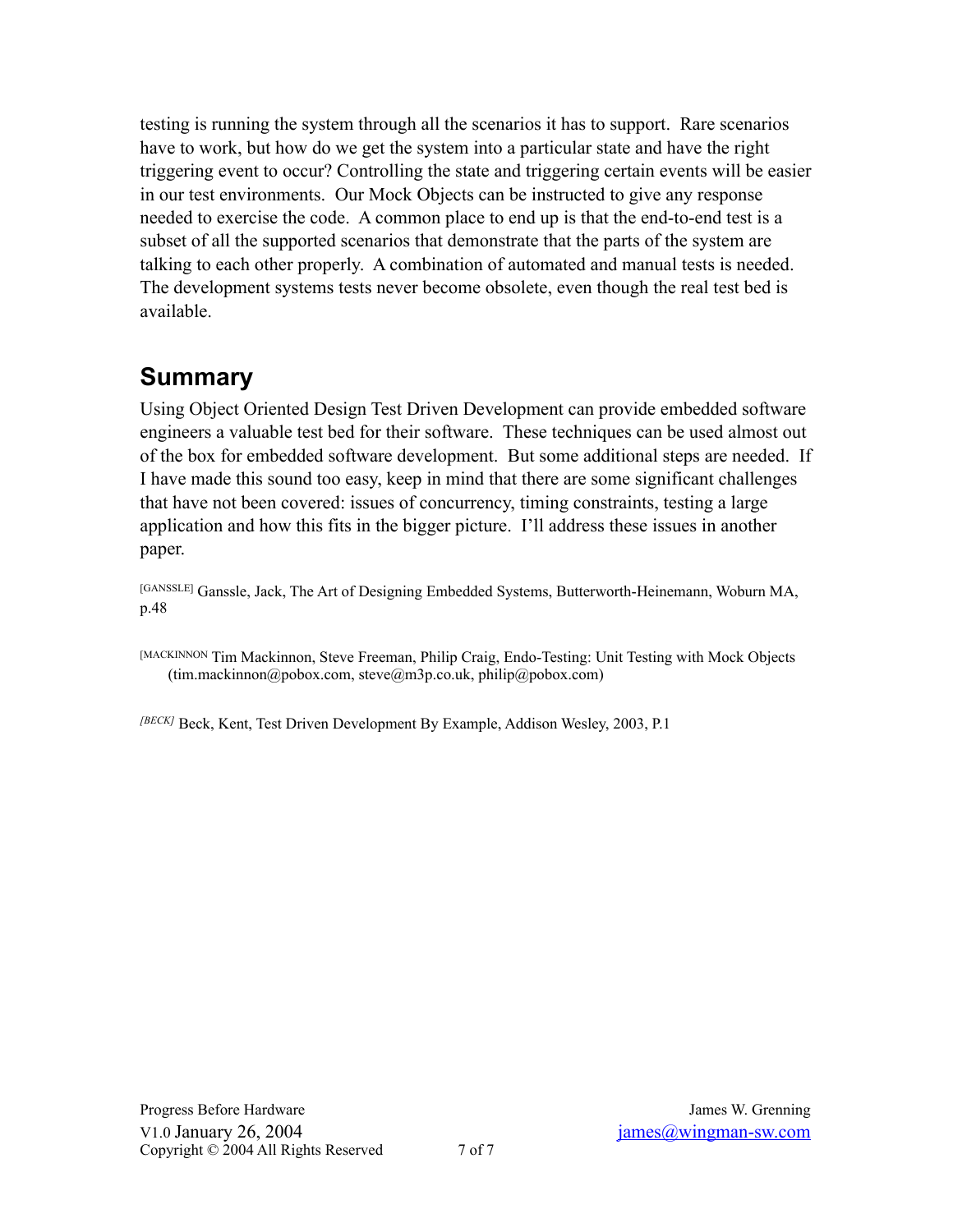testing is running the system through all the scenarios it has to support. Rare scenarios have to work, but how do we get the system into a particular state and have the right triggering event to occur? Controlling the state and triggering certain events will be easier in our test environments. Our Mock Objects can be instructed to give any response needed to exercise the code. A common place to end up is that the end-to-end test is a subset of all the supported scenarios that demonstrate that the parts of the system are talking to each other properly. A combination of automated and manual tests is needed. The development systems tests never become obsolete, even though the real test bed is available.

## Summary

Using Object Oriented Design Test Driven Development can provide embedded software engineers a valuable test bed for their software. These techniques can be used almost out of the box for embedded software development. But some additional steps are needed. If I have made this sound too easy, keep in mind that there are some significant challenges that have not been covered: issues of concurrency, timing constraints, testing a large application and how this fits in the bigger picture. I'll address these issues in another paper.

[GANSSLE] Ganssle, Jack, The Art of Designing Embedded Systems, Butterworth-Heinemann, Woburn MA, p.48

[MACKINNON Tim Mackinnon, Steve Freeman, Philip Craig, Endo-Testing: Unit Testing with Mock Objects (tim.mackinnon@pobox.com, steve@m3p.co.uk, philip@pobox.com)

*[BECK]* Beck, Kent, Test Driven Development By Example, Addison Wesley, 2003, P.1